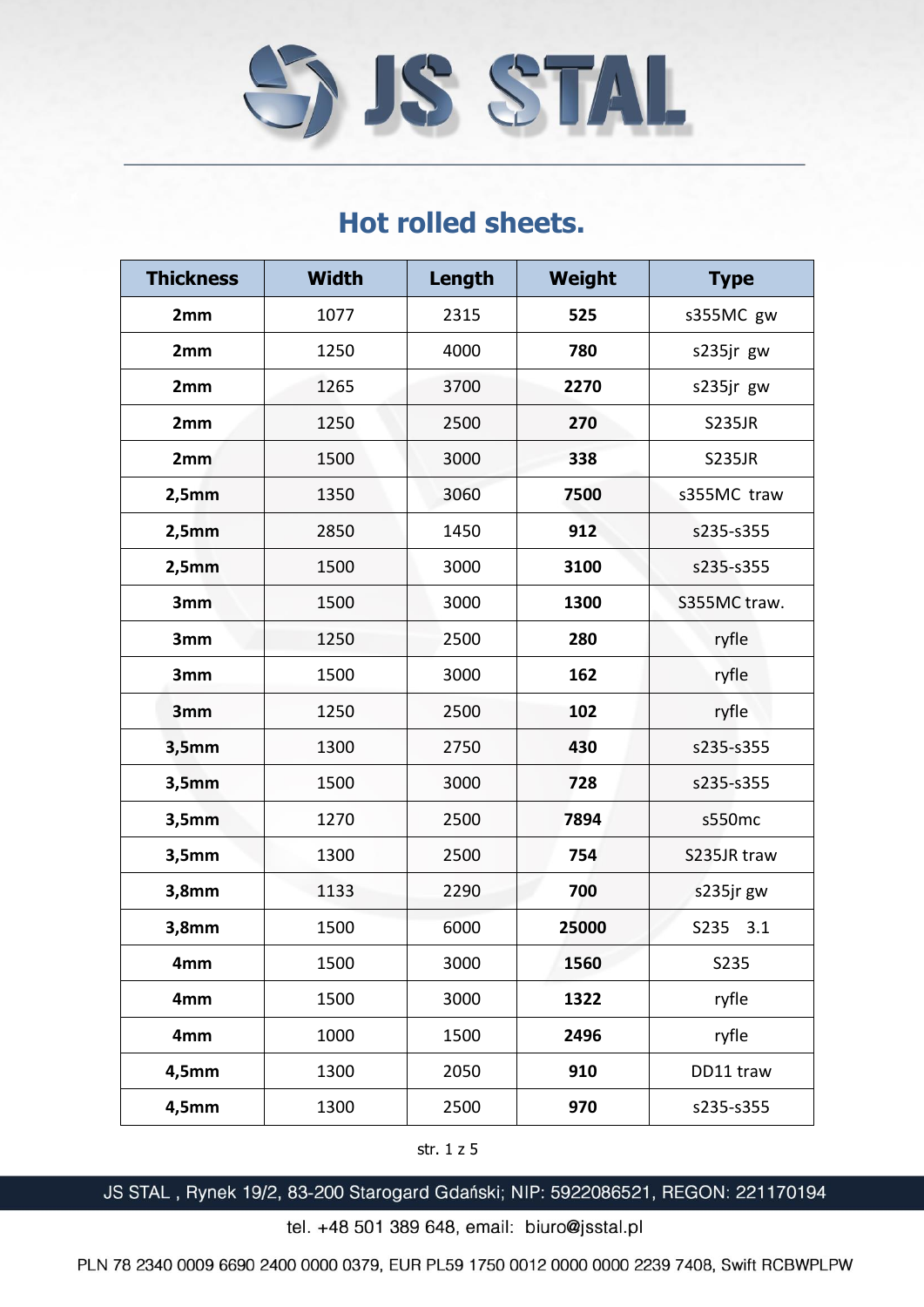# JS STAL

## Hot rolled sheets.

| Thickness | Width | Length | Weight | Type |
|---|---|---|---|---|
| **2mm** | 1077 | 2315 | **525** | s355MC gw |
| **2mm** | 1250 | 4000 | **780** | s235jr gw |
| **2mm** | 1265 | 3700 | **2270** | s235jr gw |
| **2mm** | 1250 | 2500 | **270** | S235JR |
| **2mm** | 1500 | 3000 | **338** | S235JR |
| **2,5mm** | 1350 | 3060 | **7500** | s355MC traw |
| **2,5mm** | 2850 | 1450 | **912** | s235-s355 |
| **2,5mm** | 1500 | 3000 | **3100** | s235-s355 |
| **3mm** | 1500 | 3000 | **1300** | S355MC traw. |
| **3mm** | 1250 | 2500 | **280** | ryfle |
| **3mm** | 1500 | 3000 | **162** | ryfle |
| **3mm** | 1250 | 2500 | **102** | ryfle |
| **3,5mm** | 1300 | 2750 | **430** | s235-s355 |
| **3,5mm** | 1500 | 3000 | **728** | s235-s355 |
| **3,5mm** | 1270 | 2500 | **7894** | s550mc |
| **3,5mm** | 1300 | 2500 | **754** | S235JR traw |
| **3,8mm** | 1133 | 2290 | **700** | s235jr gw |
| **3,8mm** | 1500 | 6000 | **25000** | S235 3.1 |
| **4mm** | 1500 | 3000 | **1560** | S235 |
| **4mm** | 1500 | 3000 | **1322** | ryfle |
| **4mm** | 1000 | 1500 | **2496** | ryfle |
| **4,5mm** | 1300 | 2050 | **910** | DD11 traw |
| **4,5mm** | 1300 | 2500 | **970** | s235-s355 |

JS STAL , Rynek 19/2, 83-200 Starogard Gdański; NIP: 5922086521, REGON: 221170194

tel. +48 501 389 648, email: biuro@jsstal.pl

PLN 78 2340 0009 6690 2400 0000 0379, EUR PL59 1750 0012 0000 0000 2239 7408, Swift RCBWPLPW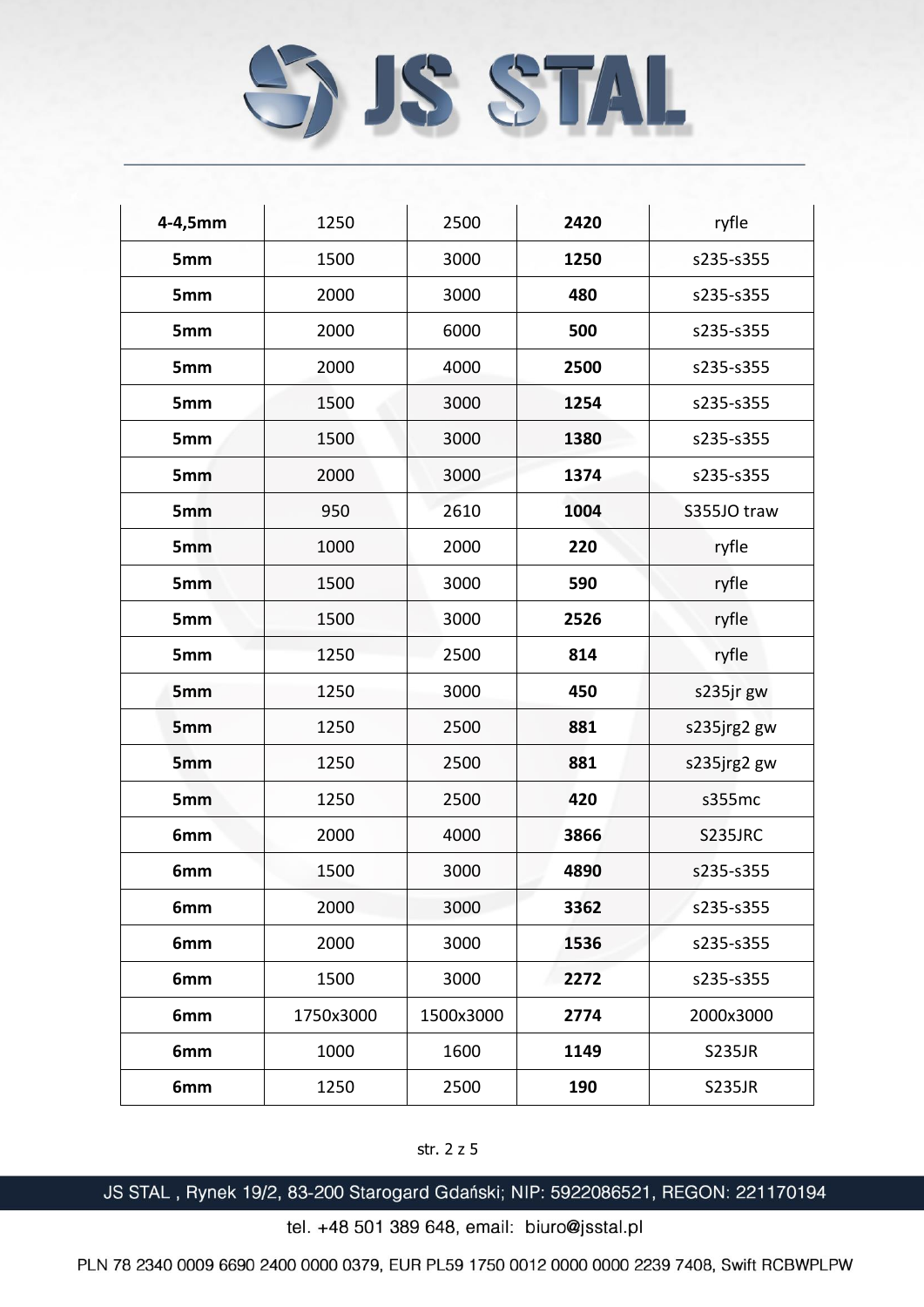| **4-4,5mm** | 1250 | 2500 | **2420** | ryfle |
|---|---|---|---|---|
| **5mm** | 1500 | 3000 | **1250** | s235-s355 |
| **5mm** | 2000 | 3000 | **480** | s235-s355 |
| **5mm** | 2000 | 6000 | **500** | s235-s355 |
| **5mm** | 2000 | 4000 | **2500** | s235-s355 |
| **5mm** | 1500 | 3000 | **1254** | s235-s355 |
| **5mm** | 1500 | 3000 | **1380** | s235-s355 |
| **5mm** | 2000 | 3000 | **1374** | s235-s355 |
| **5mm** | 950 | 2610 | **1004** | S355JO traw |
| **5mm** | 1000 | 2000 | **220** | ryfle |
| **5mm** | 1500 | 3000 | **590** | ryfle |
| **5mm** | 1500 | 3000 | **2526** | ryfle |
| **5mm** | 1250 | 2500 | **814** | ryfle |
| **5mm** | 1250 | 3000 | **450** | s235jr gw |
| **5mm** | 1250 | 2500 | **881** | s235jrg2 gw |
| **5mm** | 1250 | 2500 | **881** | s235jrg2 gw |
| **5mm** | 1250 | 2500 | **420** | s355mc |
| **6mm** | 2000 | 4000 | **3866** | S235JRC |
| **6mm** | 1500 | 3000 | **4890** | s235-s355 |
| **6mm** | 2000 | 3000 | **3362** | s235-s355 |
| **6mm** | 2000 | 3000 | **1536** | s235-s355 |
| **6mm** | 1500 | 3000 | **2272** | s235-s355 |
| **6mm** | 1750x3000 | 1500x3000 | **2774** | 2000x3000 |
| **6mm** | 1000 | 1600 | **1149** | S235JR |
| **6mm** | 1250 | 2500 | **190** | S235JR |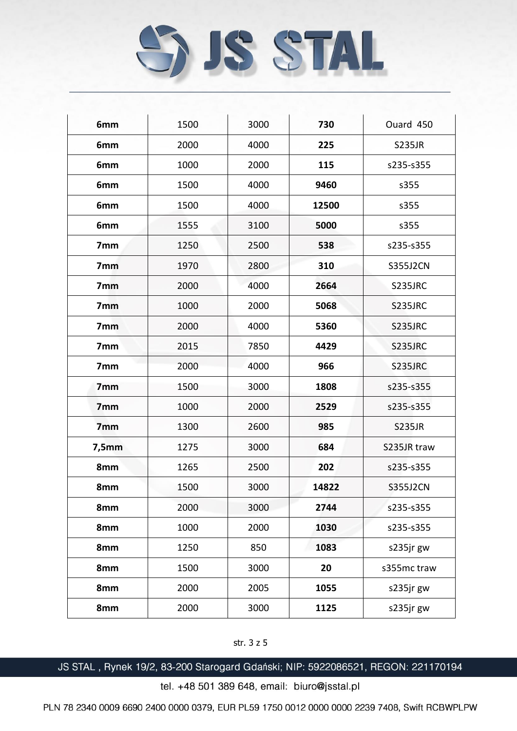| | | | | |
|---|---|---|---|---|
| **6mm** | 1500 | 3000 | **730** | Ouard 450 |
| **6mm** | 2000 | 4000 | **225** | S235JR |
| **6mm** | 1000 | 2000 | **115** | s235-s355 |
| **6mm** | 1500 | 4000 | **9460** | s355 |
| **6mm** | 1500 | 4000 | **12500** | s355 |
| **6mm** | 1555 | 3100 | **5000** | s355 |
| **7mm** | 1250 | 2500 | **538** | s235-s355 |
| **7mm** | 1970 | 2800 | **310** | S355J2CN |
| **7mm** | 2000 | 4000 | **2664** | S235JRC |
| **7mm** | 1000 | 2000 | **5068** | S235JRC |
| **7mm** | 2000 | 4000 | **5360** | S235JRC |
| **7mm** | 2015 | 7850 | **4429** | S235JRC |
| **7mm** | 2000 | 4000 | **966** | S235JRC |
| **7mm** | 1500 | 3000 | **1808** | s235-s355 |
| **7mm** | 1000 | 2000 | **2529** | s235-s355 |
| **7mm** | 1300 | 2600 | **985** | S235JR |
| **7,5mm** | 1275 | 3000 | **684** | S235JR traw |
| **8mm** | 1265 | 2500 | **202** | s235-s355 |
| **8mm** | 1500 | 3000 | **14822** | S355J2CN |
| **8mm** | 2000 | 3000 | **2744** | s235-s355 |
| **8mm** | 1000 | 2000 | **1030** | s235-s355 |
| **8mm** | 1250 | 850 | **1083** | s235jr gw |
| **8mm** | 1500 | 3000 | **20** | s355mc traw |
| **8mm** | 2000 | 2005 | **1055** | s235jr gw |
| **8mm** | 2000 | 3000 | **1125** | s235jr gw |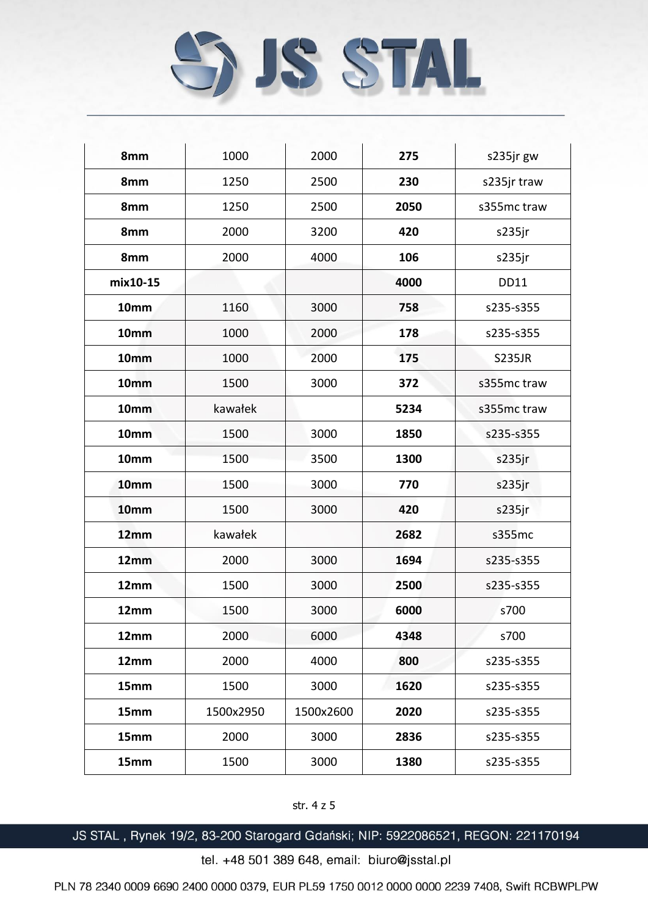| | | | | |
|---|---|---|---|---|
| **8mm** | 1000 | 2000 | **275** | s235jr gw |
| **8mm** | 1250 | 2500 | **230** | s235jr traw |
| **8mm** | 1250 | 2500 | **2050** | s355mc traw |
| **8mm** | 2000 | 3200 | **420** | s235jr |
| **8mm** | 2000 | 4000 | **106** | s235jr |
| **mix10-15** | | | **4000** | DD11 |
| **10mm** | 1160 | 3000 | **758** | s235-s355 |
| **10mm** | 1000 | 2000 | **178** | s235-s355 |
| **10mm** | 1000 | 2000 | **175** | S235JR |
| **10mm** | 1500 | 3000 | **372** | s355mc traw |
| **10mm** | kawałek | | **5234** | s355mc traw |
| **10mm** | 1500 | 3000 | **1850** | s235-s355 |
| **10mm** | 1500 | 3500 | **1300** | s235jr |
| **10mm** | 1500 | 3000 | **770** | s235jr |
| **10mm** | 1500 | 3000 | **420** | s235jr |
| **12mm** | kawałek | | **2682** | s355mc |
| **12mm** | 2000 | 3000 | **1694** | s235-s355 |
| **12mm** | 1500 | 3000 | **2500** | s235-s355 |
| **12mm** | 1500 | 3000 | **6000** | s700 |
| **12mm** | 2000 | 6000 | **4348** | s700 |
| **12mm** | 2000 | 4000 | **800** | s235-s355 |
| **15mm** | 1500 | 3000 | **1620** | s235-s355 |
| **15mm** | 1500x2950 | 1500x2600 | **2020** | s235-s355 |
| **15mm** | 2000 | 3000 | **2836** | s235-s355 |
| **15mm** | 1500 | 3000 | **1380** | s235-s355 |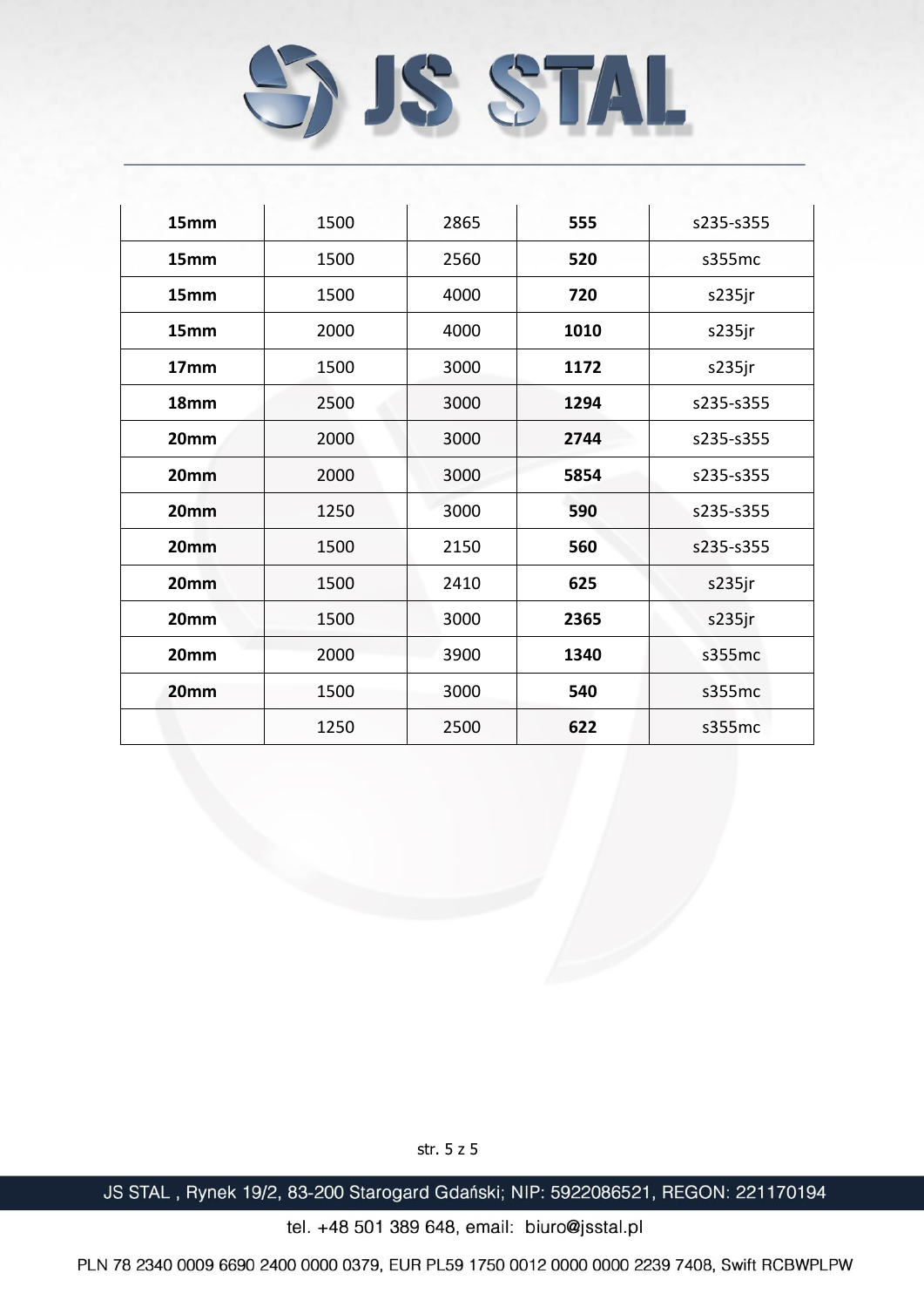| | | | | |
|---|---|---|---|---|
| **15mm** | 1500 | 2865 | **555** | s235-s355 |
| **15mm** | 1500 | 2560 | **520** | s355mc |
| **15mm** | 1500 | 4000 | **720** | s235jr |
| **15mm** | 2000 | 4000 | **1010** | s235jr |
| **17mm** | 1500 | 3000 | **1172** | s235jr |
| **18mm** | 2500 | 3000 | **1294** | s235-s355 |
| **20mm** | 2000 | 3000 | **2744** | s235-s355 |
| **20mm** | 2000 | 3000 | **5854** | s235-s355 |
| **20mm** | 1250 | 3000 | **590** | s235-s355 |
| **20mm** | 1500 | 2150 | **560** | s235-s355 |
| **20mm** | 1500 | 2410 | **625** | s235jr |
| **20mm** | 1500 | 3000 | **2365** | s235jr |
| **20mm** | 2000 | 3900 | **1340** | s355mc |
| **20mm** | 1500 | 3000 | **540** | s355mc |
| | 1250 | 2500 | **622** | s355mc |

JS STAL , Rynek 19/2, 83-200 Starogard Gdański; NIP: 5922086521, REGON: 221170194

tel. +48 501 389 648, email: biuro@jsstal.pl

PLN 78 2340 0009 6690 2400 0000 0379, EUR PL59 1750 0012 0000 0000 2239 7408, Swift RCBWPLPW